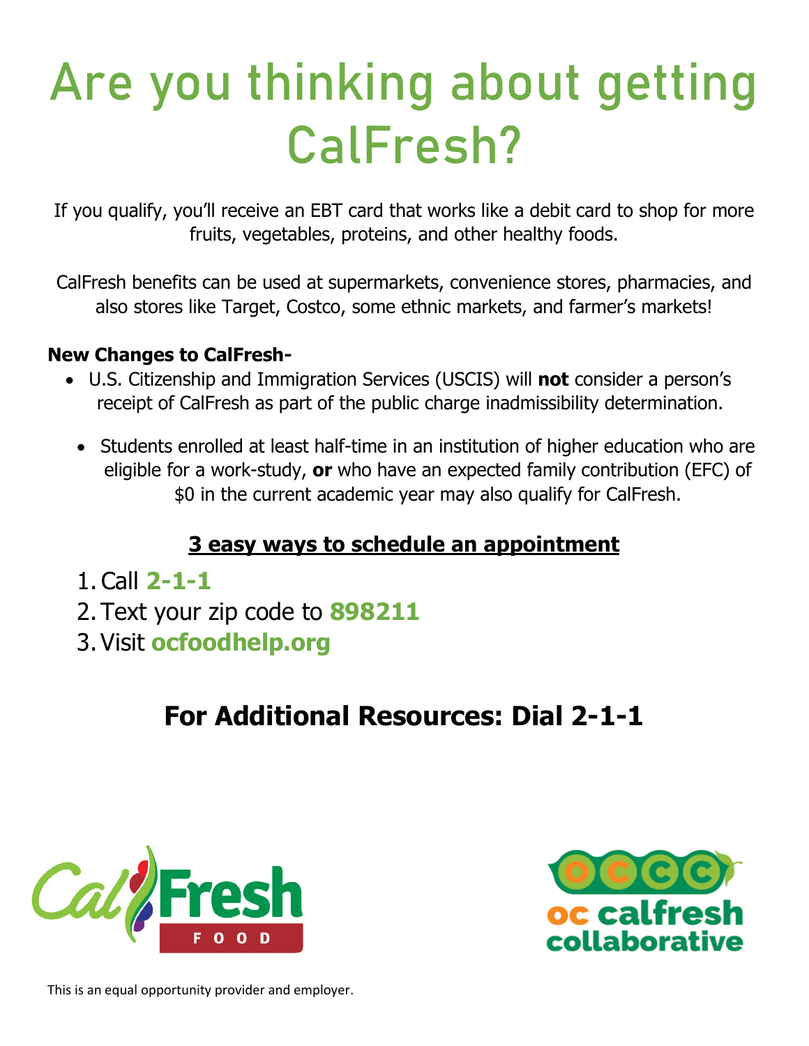# Are you thinking about getting CalFresh?

If you qualify, you'll receive an EBT card that works like a debit card to shop for more fruits, vegetables, proteins, and other healthy foods.

CalFresh benefits can be used at supermarkets, convenience stores, pharmacies, and also stores like Target, Costco, some ethnic markets, and farmer's markets!

**New Changes to CalFresh-**

- U.S. Citizenship and Immigration Services (USCIS) will **not** consider a person's receipt of CalFresh as part of the public charge inadmissibility determination.
- Students enrolled at least half-time in an institution of higher education who are eligible for a work-study, **or** who have an expected family contribution (EFC) of $0 in the current academic year may also qualify for CalFresh.

## 3 easy ways to schedule an appointment

1. Call **2-1-1**
2. Text your zip code to **898211**
3. Visit **ocfoodhelp.org**

## For Additional Resources: Dial 2-1-1

CalFresh FOOD

oc calfresh collaborative

This is an equal opportunity provider and employer.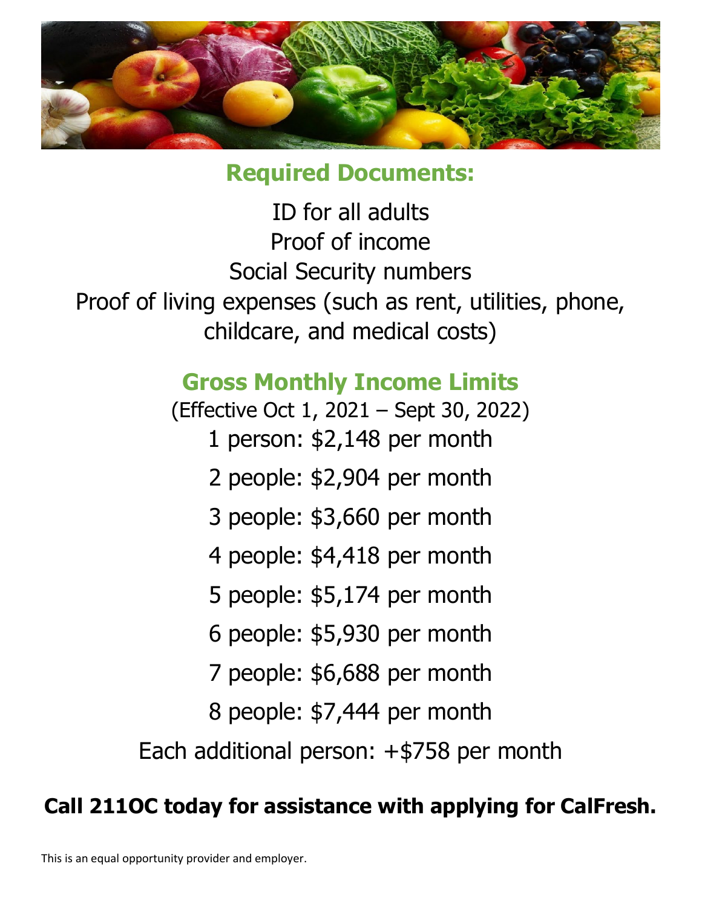## Required Documents:

ID for all adults
Proof of income
Social Security numbers
Proof of living expenses (such as rent, utilities, phone, childcare, and medical costs)

## Gross Monthly Income Limits

(Effective Oct 1, 2021 – Sept 30, 2022)

1 person: $2,148 per month

2 people: $2,904 per month

3 people: $3,660 per month

4 people: $4,418 per month

5 people: $5,174 per month

6 people: $5,930 per month

7 people: $6,688 per month

8 people: $7,444 per month

Each additional person: +$758 per month

**Call 211OC today for assistance with applying for CalFresh.**

This is an equal opportunity provider and employer.